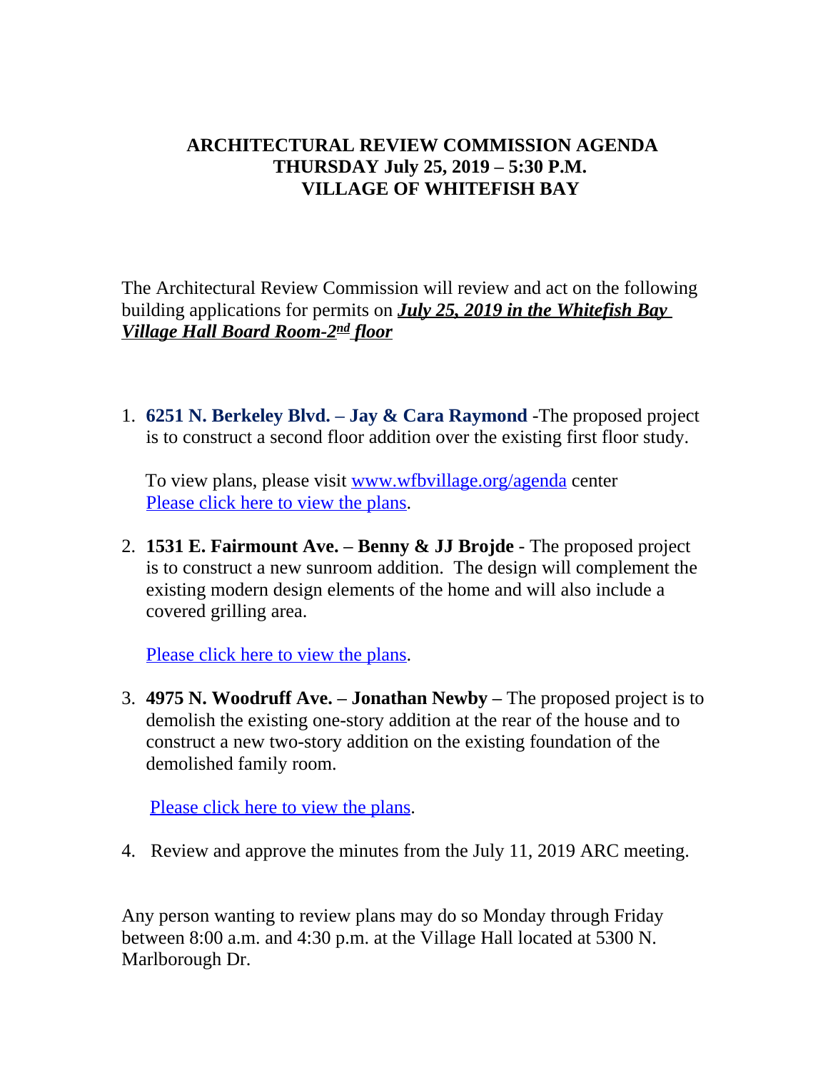# ARCHITECTURAL REVIEW COMMISSION AGENDA
# THURSDAY July 25, 2019 – 5:30 P.M.
# VILLAGE OF WHITEFISH BAY

The Architectural Review Commission will review and act on the following building applications for permits on ***July 25, 2019 in the Whitefish Bay Village Hall Board Room-2nd floor***

1. **6251 N. Berkeley Blvd. – Jay & Cara Raymond** -The proposed project is to construct a second floor addition over the existing first floor study.

   To view plans, please visit www.wfbvillage.org/agenda center
   Please click here to view the plans.

2. **1531 E. Fairmount Ave. – Benny & JJ Brojde** - The proposed project is to construct a new sunroom addition. The design will complement the existing modern design elements of the home and will also include a covered grilling area.

   Please click here to view the plans.

3. **4975 N. Woodruff Ave. – Jonathan Newby –** The proposed project is to demolish the existing one-story addition at the rear of the house and to construct a new two-story addition on the existing foundation of the demolished family room.

   Please click here to view the plans.

4. Review and approve the minutes from the July 11, 2019 ARC meeting.

Any person wanting to review plans may do so Monday through Friday between 8:00 a.m. and 4:30 p.m. at the Village Hall located at 5300 N. Marlborough Dr.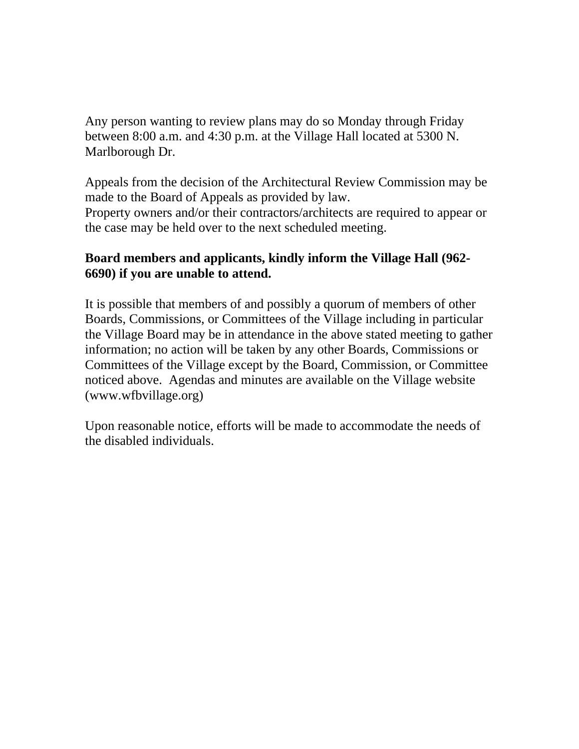Any person wanting to review plans may do so Monday through Friday between 8:00 a.m. and 4:30 p.m. at the Village Hall located at 5300 N. Marlborough Dr.

Appeals from the decision of the Architectural Review Commission may be made to the Board of Appeals as provided by law.
Property owners and/or their contractors/architects are required to appear or the case may be held over to the next scheduled meeting.

**Board members and applicants, kindly inform the Village Hall (962-6690) if you are unable to attend.**

It is possible that members of and possibly a quorum of members of other Boards, Commissions, or Committees of the Village including in particular the Village Board may be in attendance in the above stated meeting to gather information; no action will be taken by any other Boards, Commissions or Committees of the Village except by the Board, Commission, or Committee noticed above. Agendas and minutes are available on the Village website (www.wfbvillage.org)

Upon reasonable notice, efforts will be made to accommodate the needs of the disabled individuals.